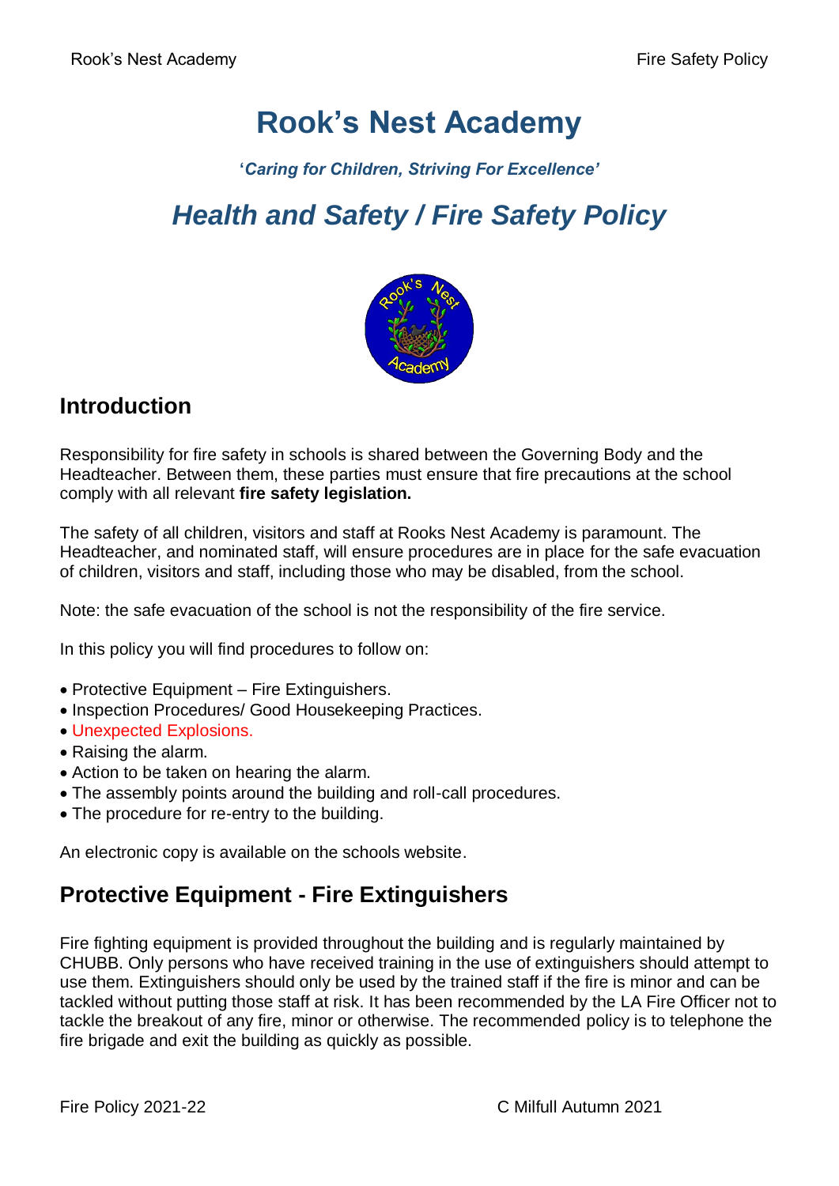# Rook's Nest Academy

***'Caring for Children, Striving For Excellence'***

## *Health and Safety / Fire Safety Policy*

## Introduction

Responsibility for fire safety in schools is shared between the Governing Body and the Headteacher. Between them, these parties must ensure that fire precautions at the school comply with all relevant **fire safety legislation.**

The safety of all children, visitors and staff at Rooks Nest Academy is paramount. The Headteacher, and nominated staff, will ensure procedures are in place for the safe evacuation of children, visitors and staff, including those who may be disabled, from the school.

Note: the safe evacuation of the school is not the responsibility of the fire service.

In this policy you will find procedures to follow on:

- Protective Equipment – Fire Extinguishers.
- Inspection Procedures/ Good Housekeeping Practices.
- Unexpected Explosions.
- Raising the alarm.
- Action to be taken on hearing the alarm.
- The assembly points around the building and roll-call procedures.
- The procedure for re-entry to the building.

An electronic copy is available on the schools website.

## Protective Equipment - Fire Extinguishers

Fire fighting equipment is provided throughout the building and is regularly maintained by CHUBB. Only persons who have received training in the use of extinguishers should attempt to use them. Extinguishers should only be used by the trained staff if the fire is minor and can be tackled without putting those staff at risk. It has been recommended by the LA Fire Officer not to tackle the breakout of any fire, minor or otherwise. The recommended policy is to telephone the fire brigade and exit the building as quickly as possible.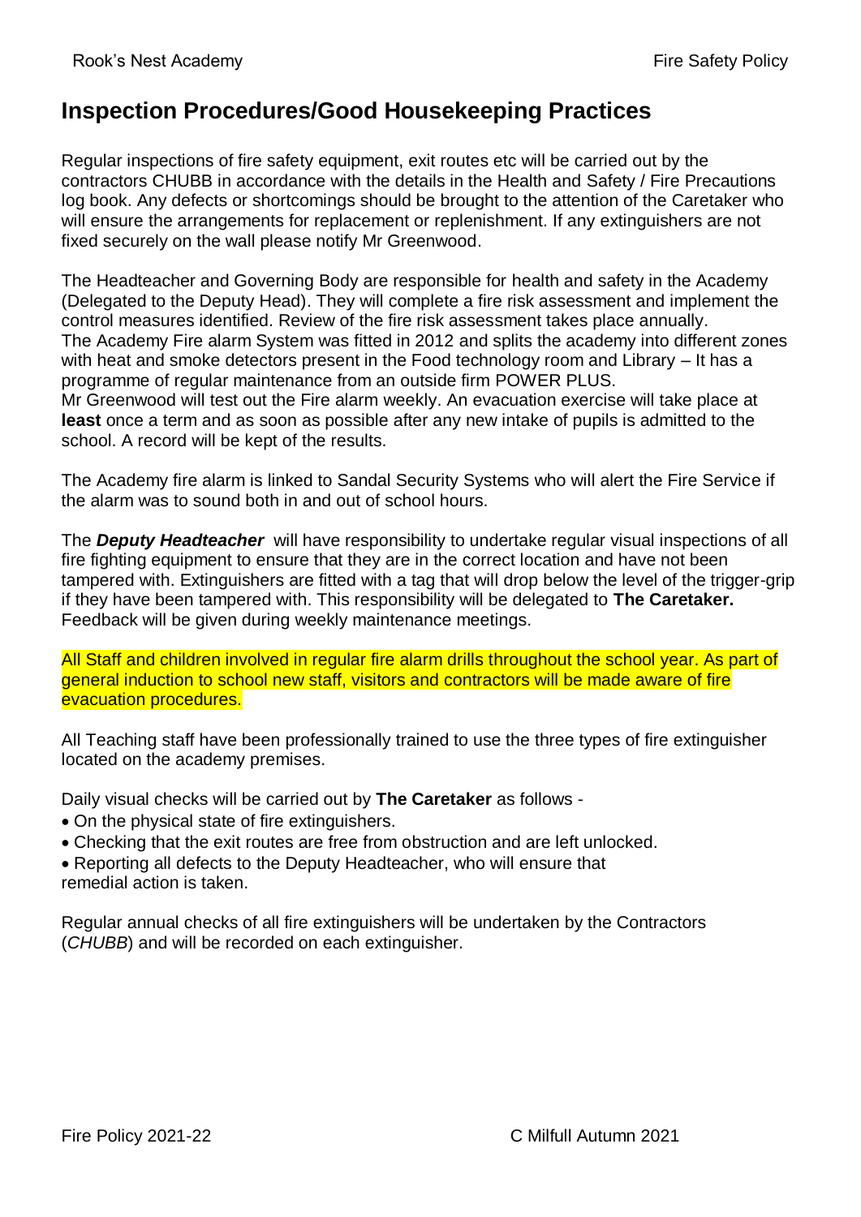## Inspection Procedures/Good Housekeeping Practices

Regular inspections of fire safety equipment, exit routes etc will be carried out by the contractors CHUBB in accordance with the details in the Health and Safety / Fire Precautions log book. Any defects or shortcomings should be brought to the attention of the Caretaker who will ensure the arrangements for replacement or replenishment. If any extinguishers are not fixed securely on the wall please notify Mr Greenwood.

The Headteacher and Governing Body are responsible for health and safety in the Academy (Delegated to the Deputy Head). They will complete a fire risk assessment and implement the control measures identified. Review of the fire risk assessment takes place annually.
The Academy Fire alarm System was fitted in 2012 and splits the academy into different zones with heat and smoke detectors present in the Food technology room and Library – It has a programme of regular maintenance from an outside firm POWER PLUS.
Mr Greenwood will test out the Fire alarm weekly. An evacuation exercise will take place at **least** once a term and as soon as possible after any new intake of pupils is admitted to the school. A record will be kept of the results.

The Academy fire alarm is linked to Sandal Security Systems who will alert the Fire Service if the alarm was to sound both in and out of school hours.

The ***Deputy Headteacher*** will have responsibility to undertake regular visual inspections of all fire fighting equipment to ensure that they are in the correct location and have not been tampered with. Extinguishers are fitted with a tag that will drop below the level of the trigger-grip if they have been tampered with. This responsibility will be delegated to **The Caretaker.** Feedback will be given during weekly maintenance meetings.

All Staff and children involved in regular fire alarm drills throughout the school year. As part of general induction to school new staff, visitors and contractors will be made aware of fire evacuation procedures.

All Teaching staff have been professionally trained to use the three types of fire extinguisher located on the academy premises.

Daily visual checks will be carried out by **The Caretaker** as follows -

- On the physical state of fire extinguishers.
- Checking that the exit routes are free from obstruction and are left unlocked.
- Reporting all defects to the Deputy Headteacher, who will ensure that remedial action is taken.

Regular annual checks of all fire extinguishers will be undertaken by the Contractors (*CHUBB*) and will be recorded on each extinguisher.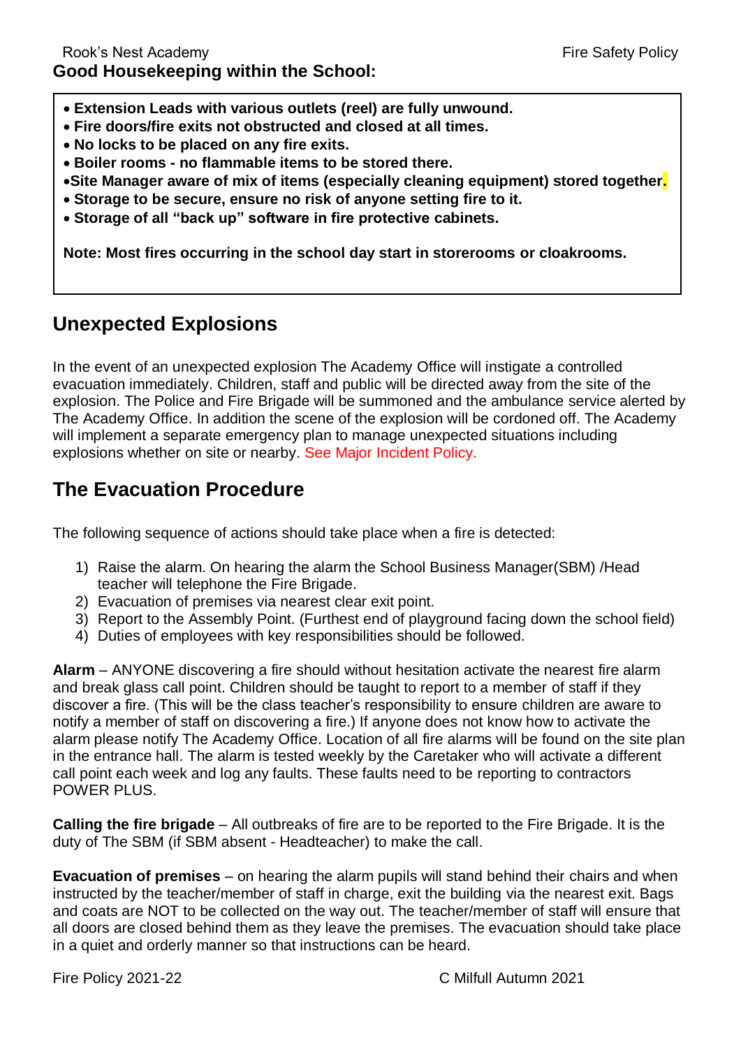## Good Housekeeping within the School:

- **Extension Leads with various outlets (reel) are fully unwound.**
- **Fire doors/fire exits not obstructed and closed at all times.**
- **No locks to be placed on any fire exits.**
- **Boiler rooms - no flammable items to be stored there.**
- **Site Manager aware of mix of items (especially cleaning equipment) stored together.**
- **Storage to be secure, ensure no risk of anyone setting fire to it.**
- **Storage of all "back up" software in fire protective cabinets.**

**Note: Most fires occurring in the school day start in storerooms or cloakrooms.**

## Unexpected Explosions

In the event of an unexpected explosion The Academy Office will instigate a controlled evacuation immediately. Children, staff and public will be directed away from the site of the explosion. The Police and Fire Brigade will be summoned and the ambulance service alerted by The Academy Office. In addition the scene of the explosion will be cordoned off. The Academy will implement a separate emergency plan to manage unexpected situations including explosions whether on site or nearby. See Major Incident Policy.

## The Evacuation Procedure

The following sequence of actions should take place when a fire is detected:

1) Raise the alarm. On hearing the alarm the School Business Manager(SBM) /Head teacher will telephone the Fire Brigade.
2) Evacuation of premises via nearest clear exit point.
3) Report to the Assembly Point. (Furthest end of playground facing down the school field)
4) Duties of employees with key responsibilities should be followed.

**Alarm** – ANYONE discovering a fire should without hesitation activate the nearest fire alarm and break glass call point. Children should be taught to report to a member of staff if they discover a fire. (This will be the class teacher's responsibility to ensure children are aware to notify a member of staff on discovering a fire.) If anyone does not know how to activate the alarm please notify The Academy Office. Location of all fire alarms will be found on the site plan in the entrance hall. The alarm is tested weekly by the Caretaker who will activate a different call point each week and log any faults. These faults need to be reporting to contractors POWER PLUS.

**Calling the fire brigade** – All outbreaks of fire are to be reported to the Fire Brigade. It is the duty of The SBM (if SBM absent - Headteacher) to make the call.

**Evacuation of premises** – on hearing the alarm pupils will stand behind their chairs and when instructed by the teacher/member of staff in charge, exit the building via the nearest exit. Bags and coats are NOT to be collected on the way out. The teacher/member of staff will ensure that all doors are closed behind them as they leave the premises. The evacuation should take place in a quiet and orderly manner so that instructions can be heard.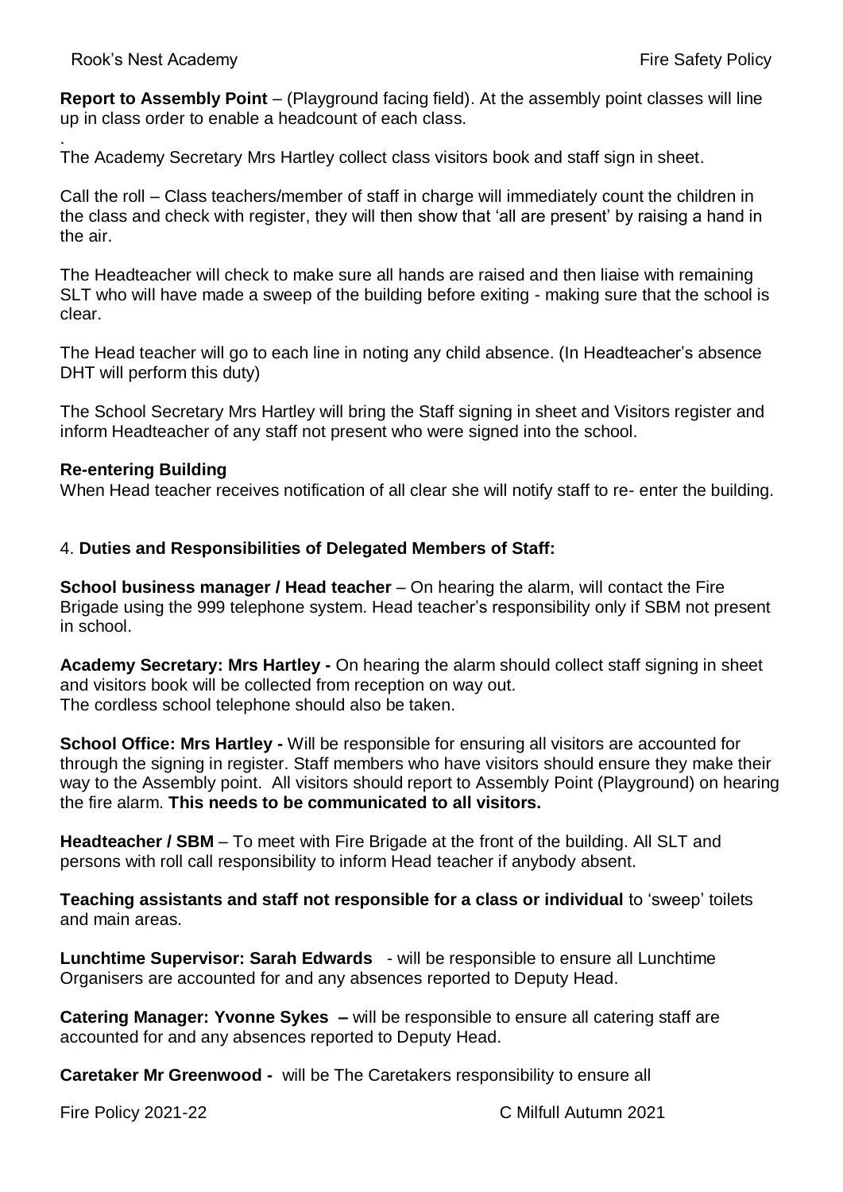**Report to Assembly Point** – (Playground facing field). At the assembly point classes will line up in class order to enable a headcount of each class.

.
The Academy Secretary Mrs Hartley collect class visitors book and staff sign in sheet.

Call the roll – Class teachers/member of staff in charge will immediately count the children in the class and check with register, they will then show that 'all are present' by raising a hand in the air.

The Headteacher will check to make sure all hands are raised and then liaise with remaining SLT who will have made a sweep of the building before exiting - making sure that the school is clear.

The Head teacher will go to each line in noting any child absence. (In Headteacher's absence DHT will perform this duty)

The School Secretary Mrs Hartley will bring the Staff signing in sheet and Visitors register and inform Headteacher of any staff not present who were signed into the school.

**Re-entering Building**
When Head teacher receives notification of all clear she will notify staff to re- enter the building.

4. **Duties and Responsibilities of Delegated Members of Staff:**

**School business manager / Head teacher** – On hearing the alarm, will contact the Fire Brigade using the 999 telephone system. Head teacher's responsibility only if SBM not present in school.

**Academy Secretary: Mrs Hartley -** On hearing the alarm should collect staff signing in sheet and visitors book will be collected from reception on way out.
The cordless school telephone should also be taken.

**School Office: Mrs Hartley -** Will be responsible for ensuring all visitors are accounted for through the signing in register. Staff members who have visitors should ensure they make their way to the Assembly point. All visitors should report to Assembly Point (Playground) on hearing the fire alarm. **This needs to be communicated to all visitors.**

**Headteacher / SBM** – To meet with Fire Brigade at the front of the building. All SLT and persons with roll call responsibility to inform Head teacher if anybody absent.

**Teaching assistants and staff not responsible for a class or individual** to 'sweep' toilets and main areas.

**Lunchtime Supervisor: Sarah Edwards** - will be responsible to ensure all Lunchtime Organisers are accounted for and any absences reported to Deputy Head.

**Catering Manager: Yvonne Sykes –** will be responsible to ensure all catering staff are accounted for and any absences reported to Deputy Head.

**Caretaker Mr Greenwood -** will be The Caretakers responsibility to ensure all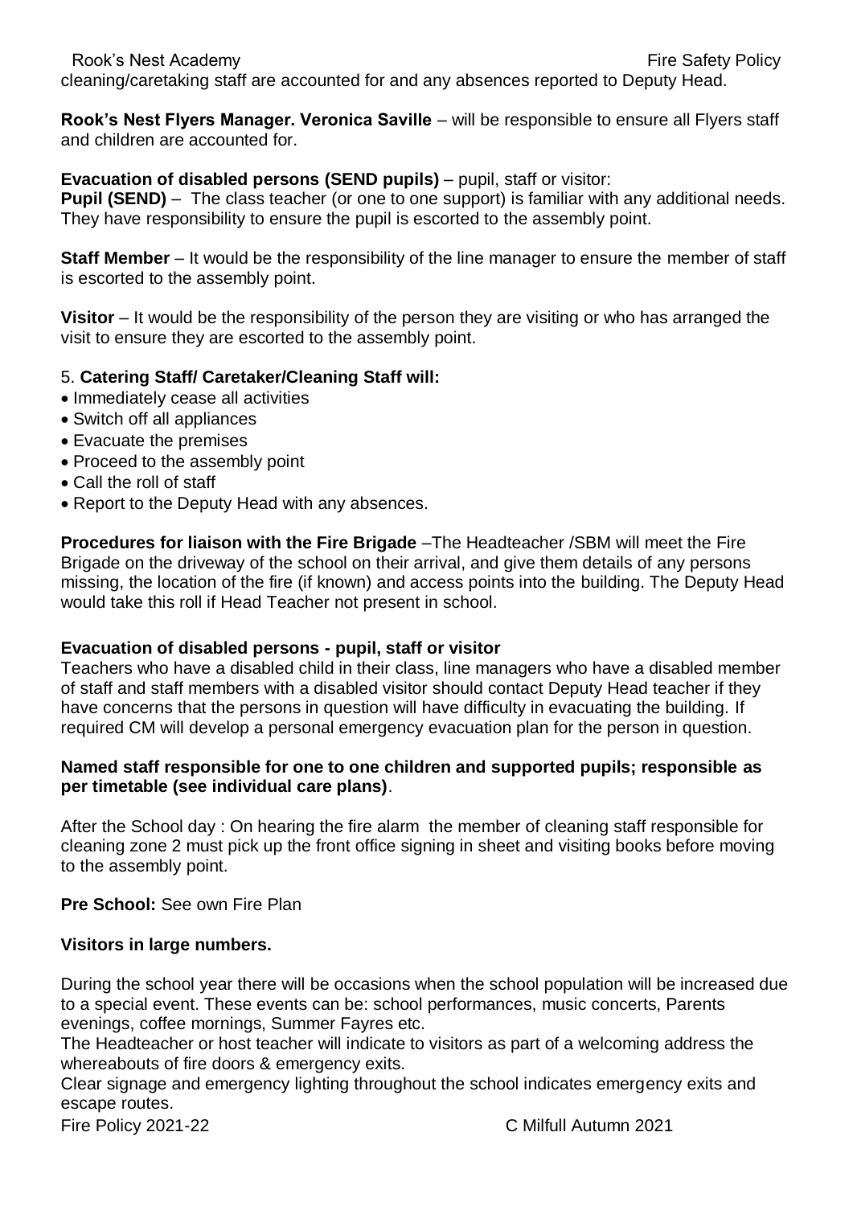cleaning/caretaking staff are accounted for and any absences reported to Deputy Head.

**Rook's Nest Flyers Manager. Veronica Saville** – will be responsible to ensure all Flyers staff and children are accounted for.

**Evacuation of disabled persons (SEND pupils)** – pupil, staff or visitor:

**Pupil (SEND)** – The class teacher (or one to one support) is familiar with any additional needs. They have responsibility to ensure the pupil is escorted to the assembly point.

**Staff Member** – It would be the responsibility of the line manager to ensure the member of staff is escorted to the assembly point.

**Visitor** – It would be the responsibility of the person they are visiting or who has arranged the visit to ensure they are escorted to the assembly point.

5. **Catering Staff/ Caretaker/Cleaning Staff will:**

- Immediately cease all activities
- Switch off all appliances
- Evacuate the premises
- Proceed to the assembly point
- Call the roll of staff
- Report to the Deputy Head with any absences.

**Procedures for liaison with the Fire Brigade** –The Headteacher /SBM will meet the Fire Brigade on the driveway of the school on their arrival, and give them details of any persons missing, the location of the fire (if known) and access points into the building. The Deputy Head would take this roll if Head Teacher not present in school.

**Evacuation of disabled persons - pupil, staff or visitor**

Teachers who have a disabled child in their class, line managers who have a disabled member of staff and staff members with a disabled visitor should contact Deputy Head teacher if they have concerns that the persons in question will have difficulty in evacuating the building. If required CM will develop a personal emergency evacuation plan for the person in question.

**Named staff responsible for one to one children and supported pupils; responsible as per timetable (see individual care plans)**.

After the School day : On hearing the fire alarm the member of cleaning staff responsible for cleaning zone 2 must pick up the front office signing in sheet and visiting books before moving to the assembly point.

**Pre School:** See own Fire Plan

**Visitors in large numbers.**

During the school year there will be occasions when the school population will be increased due to a special event. These events can be: school performances, music concerts, Parents evenings, coffee mornings, Summer Fayres etc.

The Headteacher or host teacher will indicate to visitors as part of a welcoming address the whereabouts of fire doors & emergency exits.

Clear signage and emergency lighting throughout the school indicates emergency exits and escape routes.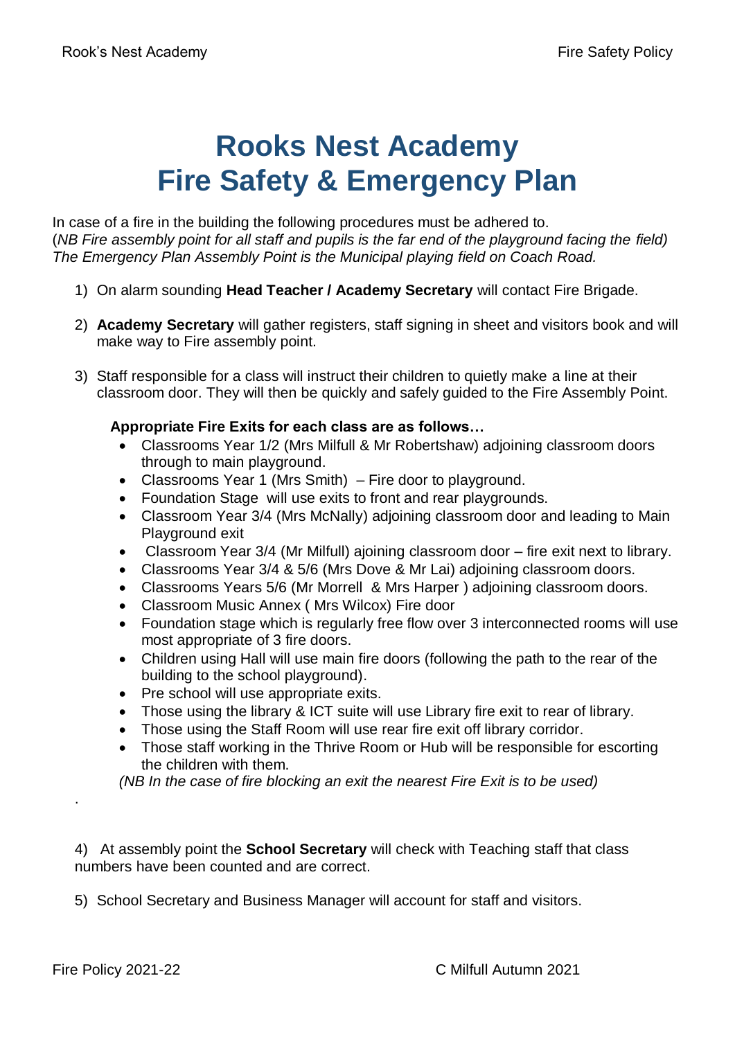# Rooks Nest Academy
# Fire Safety & Emergency Plan

In case of a fire in the building the following procedures must be adhered to.
*(NB Fire assembly point for all staff and pupils is the far end of the playground facing the field)*
*The Emergency Plan Assembly Point is the Municipal playing field on Coach Road.*

1) On alarm sounding **Head Teacher / Academy Secretary** will contact Fire Brigade.

2) **Academy Secretary** will gather registers, staff signing in sheet and visitors book and will make way to Fire assembly point.

3) Staff responsible for a class will instruct their children to quietly make a line at their classroom door. They will then be quickly and safely guided to the Fire Assembly Point.

   **Appropriate Fire Exits for each class are as follows…**

   - Classrooms Year 1/2 (Mrs Milfull & Mr Robertshaw) adjoining classroom doors through to main playground.
   - Classrooms Year 1 (Mrs Smith) – Fire door to playground.
   - Foundation Stage will use exits to front and rear playgrounds.
   - Classroom Year 3/4 (Mrs McNally) adjoining classroom door and leading to Main Playground exit
   - Classroom Year 3/4 (Mr Milfull) ajoining classroom door – fire exit next to library.
   - Classrooms Year 3/4 & 5/6 (Mrs Dove & Mr Lai) adjoining classroom doors.
   - Classrooms Years 5/6 (Mr Morrell & Mrs Harper ) adjoining classroom doors.
   - Classroom Music Annex ( Mrs Wilcox) Fire door
   - Foundation stage which is regularly free flow over 3 interconnected rooms will use most appropriate of 3 fire doors.
   - Children using Hall will use main fire doors (following the path to the rear of the building to the school playground).
   - Pre school will use appropriate exits.
   - Those using the library & ICT suite will use Library fire exit to rear of library.
   - Those using the Staff Room will use rear fire exit off library corridor.
   - Those staff working in the Thrive Room or Hub will be responsible for escorting the children with them.

   *(NB In the case of fire blocking an exit the nearest Fire Exit is to be used)*

4) At assembly point the **School Secretary** will check with Teaching staff that class numbers have been counted and are correct.

5) School Secretary and Business Manager will account for staff and visitors.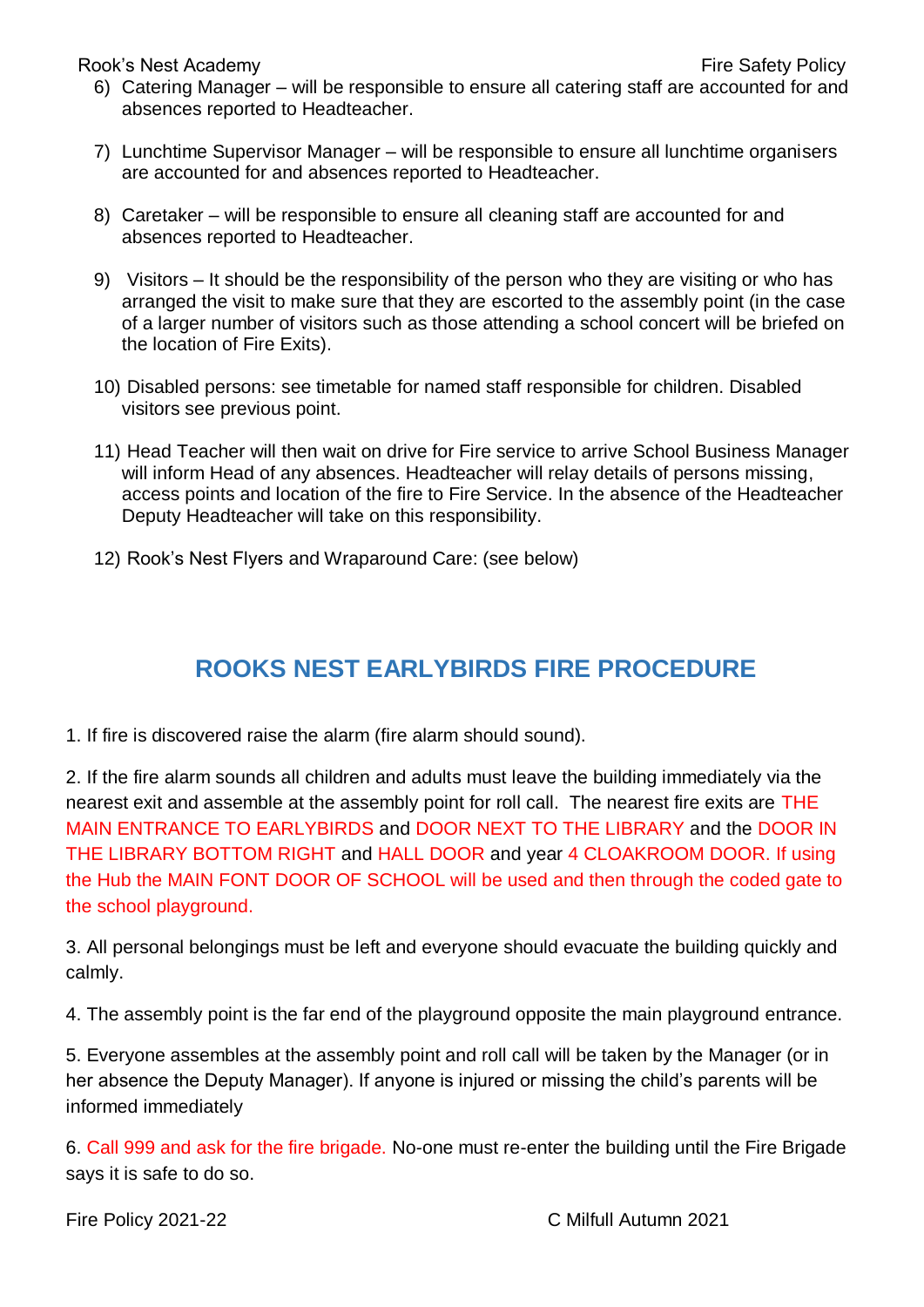6) Catering Manager – will be responsible to ensure all catering staff are accounted for and absences reported to Headteacher.

7) Lunchtime Supervisor Manager – will be responsible to ensure all lunchtime organisers are accounted for and absences reported to Headteacher.

8) Caretaker – will be responsible to ensure all cleaning staff are accounted for and absences reported to Headteacher.

9) Visitors – It should be the responsibility of the person who they are visiting or who has arranged the visit to make sure that they are escorted to the assembly point (in the case of a larger number of visitors such as those attending a school concert will be briefed on the location of Fire Exits).

10) Disabled persons: see timetable for named staff responsible for children. Disabled visitors see previous point.

11) Head Teacher will then wait on drive for Fire service to arrive School Business Manager will inform Head of any absences. Headteacher will relay details of persons missing, access points and location of the fire to Fire Service. In the absence of the Headteacher Deputy Headteacher will take on this responsibility.

12) Rook's Nest Flyers and Wraparound Care: (see below)

## ROOKS NEST EARLYBIRDS FIRE PROCEDURE

1. If fire is discovered raise the alarm (fire alarm should sound).

2. If the fire alarm sounds all children and adults must leave the building immediately via the nearest exit and assemble at the assembly point for roll call. The nearest fire exits are THE MAIN ENTRANCE TO EARLYBIRDS and DOOR NEXT TO THE LIBRARY and the DOOR IN THE LIBRARY BOTTOM RIGHT and HALL DOOR and year 4 CLOAKROOM DOOR. If using the Hub the MAIN FONT DOOR OF SCHOOL will be used and then through the coded gate to the school playground.

3. All personal belongings must be left and everyone should evacuate the building quickly and calmly.

4. The assembly point is the far end of the playground opposite the main playground entrance.

5. Everyone assembles at the assembly point and roll call will be taken by the Manager (or in her absence the Deputy Manager). If anyone is injured or missing the child's parents will be informed immediately

6. Call 999 and ask for the fire brigade. No-one must re-enter the building until the Fire Brigade says it is safe to do so.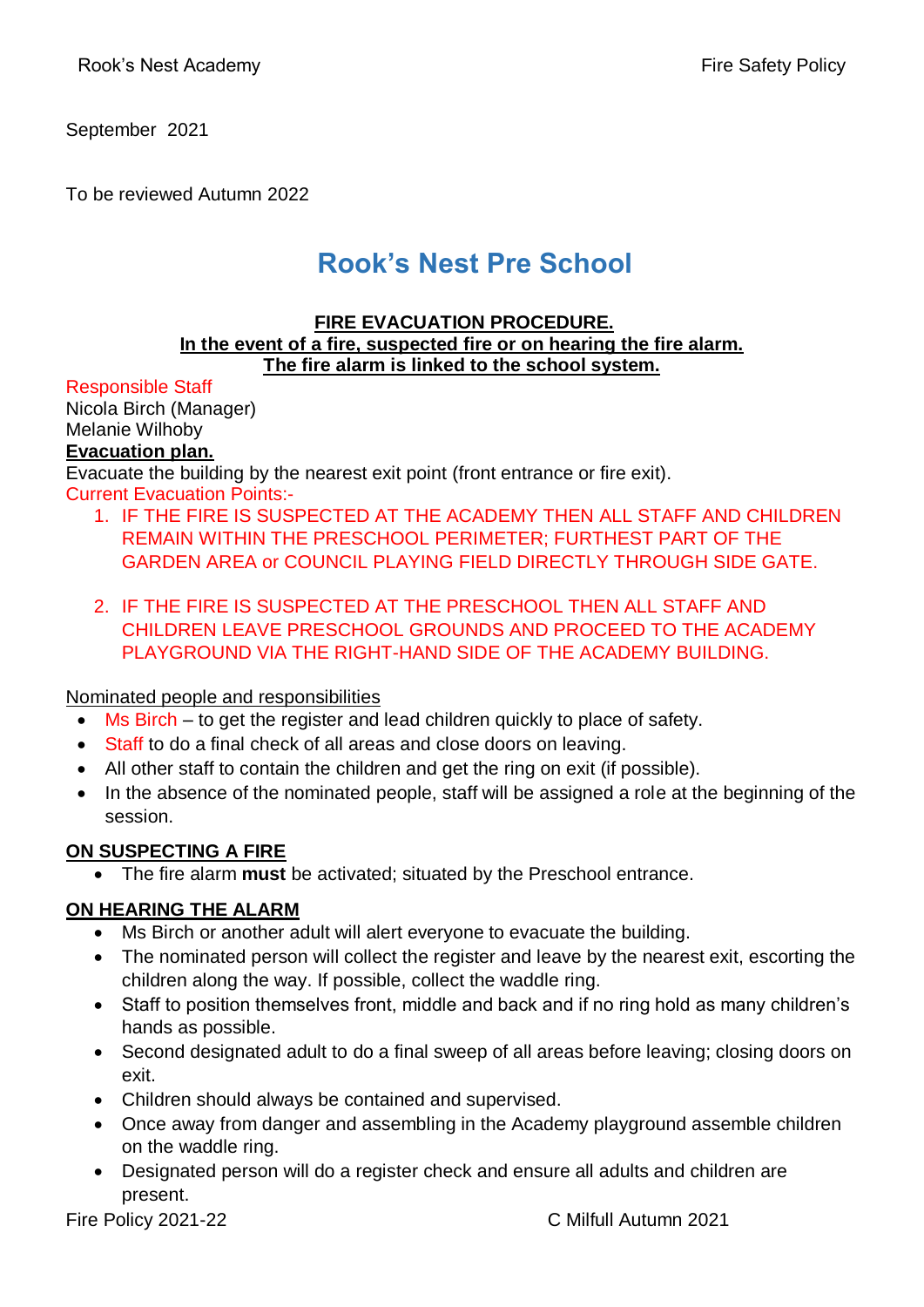September 2021

To be reviewed Autumn 2022

# Rook's Nest Pre School

**FIRE EVACUATION PROCEDURE.**
**In the event of a fire, suspected fire or on hearing the fire alarm.**
**The fire alarm is linked to the school system.**

Responsible Staff
Nicola Birch (Manager)
Melanie Wilhoby

**Evacuation plan.**

Evacuate the building by the nearest exit point (front entrance or fire exit).

Current Evacuation Points:-

1. IF THE FIRE IS SUSPECTED AT THE ACADEMY THEN ALL STAFF AND CHILDREN REMAIN WITHIN THE PRESCHOOL PERIMETER; FURTHEST PART OF THE GARDEN AREA or COUNCIL PLAYING FIELD DIRECTLY THROUGH SIDE GATE.

2. IF THE FIRE IS SUSPECTED AT THE PRESCHOOL THEN ALL STAFF AND CHILDREN LEAVE PRESCHOOL GROUNDS AND PROCEED TO THE ACADEMY PLAYGROUND VIA THE RIGHT-HAND SIDE OF THE ACADEMY BUILDING.

Nominated people and responsibilities

- Ms Birch – to get the register and lead children quickly to place of safety.
- Staff to do a final check of all areas and close doors on leaving.
- All other staff to contain the children and get the ring on exit (if possible).
- In the absence of the nominated people, staff will be assigned a role at the beginning of the session.

**ON SUSPECTING A FIRE**

- The fire alarm **must** be activated; situated by the Preschool entrance.

**ON HEARING THE ALARM**

- Ms Birch or another adult will alert everyone to evacuate the building.
- The nominated person will collect the register and leave by the nearest exit, escorting the children along the way. If possible, collect the waddle ring.
- Staff to position themselves front, middle and back and if no ring hold as many children's hands as possible.
- Second designated adult to do a final sweep of all areas before leaving; closing doors on exit.
- Children should always be contained and supervised.
- Once away from danger and assembling in the Academy playground assemble children on the waddle ring.
- Designated person will do a register check and ensure all adults and children are present.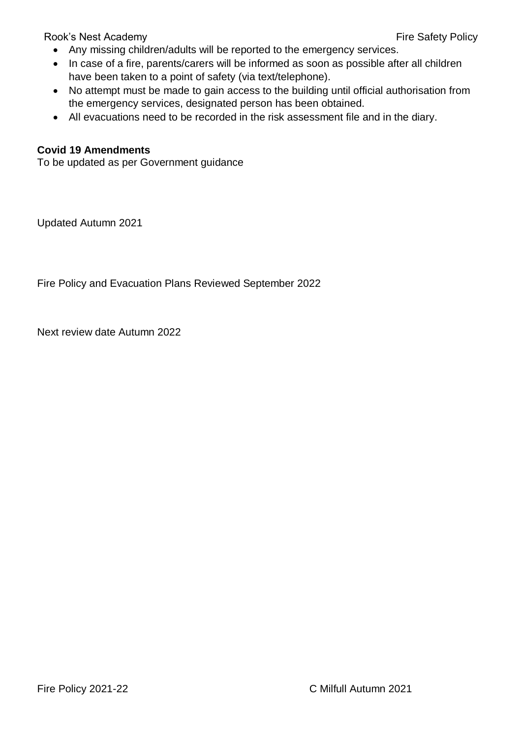- Any missing children/adults will be reported to the emergency services.
- In case of a fire, parents/carers will be informed as soon as possible after all children have been taken to a point of safety (via text/telephone).
- No attempt must be made to gain access to the building until official authorisation from the emergency services, designated person has been obtained.
- All evacuations need to be recorded in the risk assessment file and in the diary.

**Covid 19 Amendments**

To be updated as per Government guidance

Updated Autumn 2021

Fire Policy and Evacuation Plans Reviewed September 2022

Next review date Autumn 2022